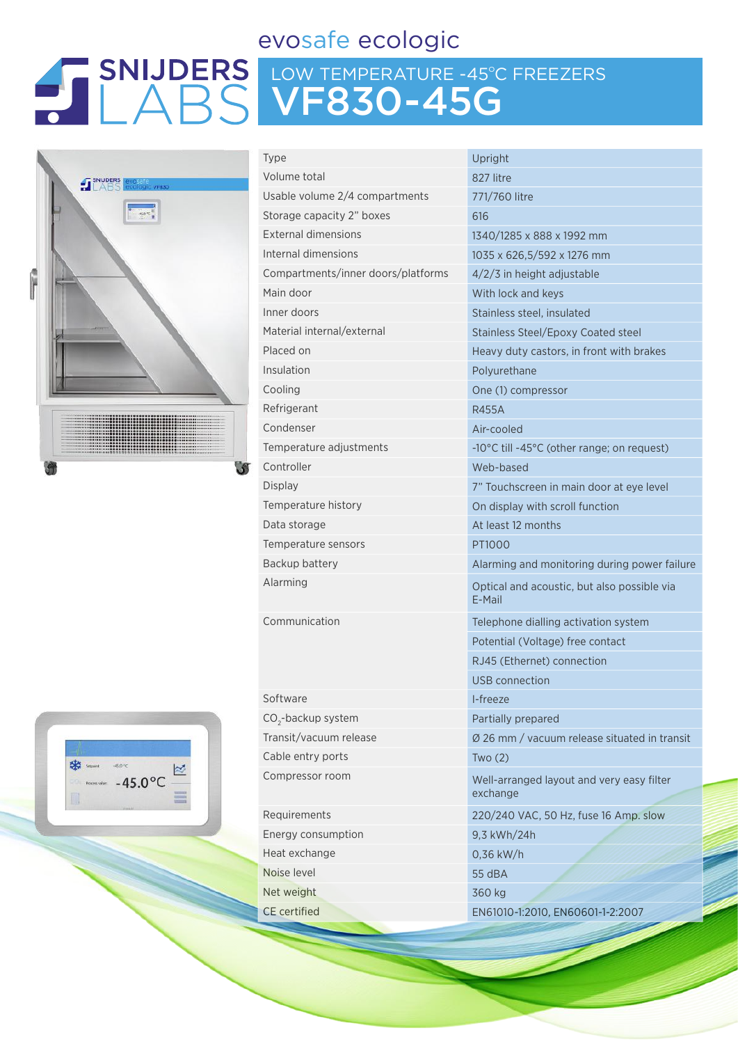# SNIJDERS LABS

## evosafe ecologic

## LOW TEMPERATURE -45°C FREEZERS

# VF830-45G

| | |
|---|---|
| Type | Upright |
| Volume total | 827 litre |
| Usable volume 2/4 compartments | 771/760 litre |
| Storage capacity 2" boxes | 616 |
| External dimensions | 1340/1285 x 888 x 1992 mm |
| Internal dimensions | 1035 x 626,5/592 x 1276 mm |
| Compartments/inner doors/platforms | 4/2/3 in height adjustable |
| Main door | With lock and keys |
| Inner doors | Stainless steel, insulated |
| Material internal/external | Stainless Steel/Epoxy Coated steel |
| Placed on | Heavy duty castors, in front with brakes |
| Insulation | Polyurethane |
| Cooling | One (1) compressor |
| Refrigerant | R455A |
| Condenser | Air-cooled |
| Temperature adjustments | -10°C till -45°C (other range; on request) |
| Controller | Web-based |
| Display | 7" Touchscreen in main door at eye level |
| Temperature history | On display with scroll function |
| Data storage | At least 12 months |
| Temperature sensors | PT1000 |
| Backup battery | Alarming and monitoring during power failure |
| Alarming | Optical and acoustic, but also possible via E-Mail |
| Communication | Telephone dialling activation system |
| | Potential (Voltage) free contact |
| | RJ45 (Ethernet) connection |
| | USB connection |
| Software | I-freeze |
| $CO_2$-backup system | Partially prepared |
| Transit/vacuum release | Ø 26 mm / vacuum release situated in transit |
| Cable entry ports | Two (2) |
| Compressor room | Well-arranged layout and very easy filter exchange |
| Requirements | 220/240 VAC, 50 Hz, fuse 16 Amp. slow |
| Energy consumption | 9,3 kWh/24h |
| Heat exchange | 0,36 kW/h |
| Noise level | 55 dBA |
| Net weight | 360 kg |
| CE certified | EN61010-1:2010, EN60601-1-2:2007 |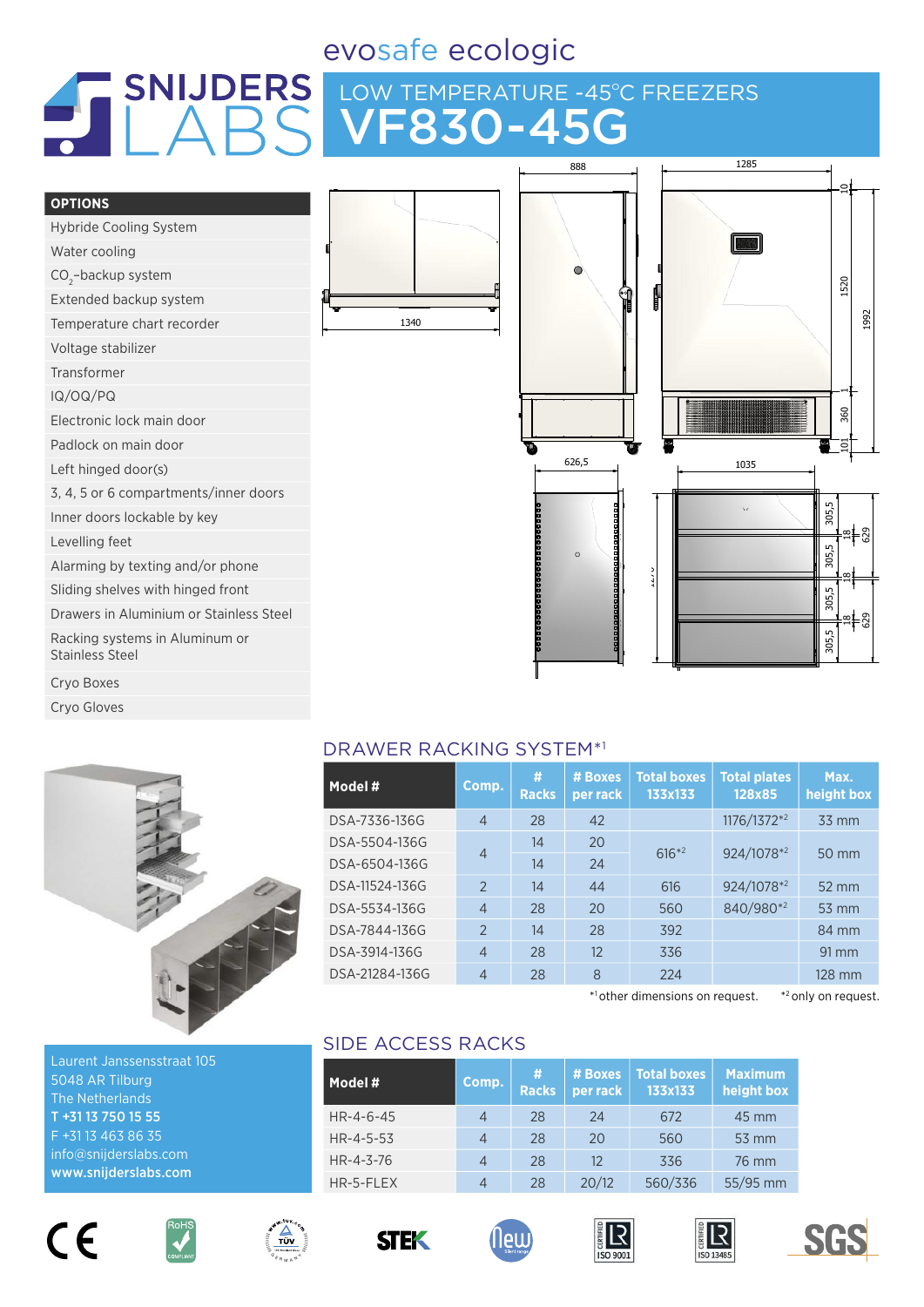evosafe ecologic

# SNIJDERS LABS

## LOW TEMPERATURE -45°C FREEZERS
# VF830-45G

888

1285

1340

10

1520

1992

360

101

626,5

1035

305,5

18

629

305,5

18

305,5

18

629

305,5

### OPTIONS

- Hybride Cooling System
- Water cooling
- $CO_2$-backup system
- Extended backup system
- Temperature chart recorder
- Voltage stabilizer
- Transformer
- IQ/OQ/PQ
- Electronic lock main door
- Padlock on main door
- Left hinged door(s)
- 3, 4, 5 or 6 compartments/inner doors
- Inner doors lockable by key
- Levelling feet
- Alarming by texting and/or phone
- Sliding shelves with hinged front
- Drawers in Aluminium or Stainless Steel
- Racking systems in Aluminum or Stainless Steel
- Cryo Boxes
- Cryo Gloves

## DRAWER RACKING SYSTEM*[1]

| Model # | Comp. | # Racks | # Boxes per rack | Total boxes 133x133 | Total plates 128x85 | Max. height box |
|---|---|---|---|---|---|---|
| DSA-7336-136G | 4 | 28 | 42 | | 1176/1372*[2] | 33 mm |
| DSA-5504-136G | 4 | 14 | 20 | 616*[2] | 924/1078*[2] | 50 mm |
| DSA-6504-136G | | 14 | 24 | | | |
| DSA-11524-136G | 2 | 14 | 44 | 616 | 924/1078*[2] | 52 mm |
| DSA-5534-136G | 4 | 28 | 20 | 560 | 840/980*[2] | 53 mm |
| DSA-7844-136G | 2 | 14 | 28 | 392 | | 84 mm |
| DSA-3914-136G | 4 | 28 | 12 | 336 | | 91 mm |
| DSA-21284-136G | 4 | 28 | 8 | 224 | | 128 mm |

*[1] other dimensions on request. *[2] only on request.

## SIDE ACCESS RACKS

| Model # | Comp. | # Racks | # Boxes per rack | Total boxes 133x133 | Maximum height box |
|---|---|---|---|---|---|
| HR-4-6-45 | 4 | 28 | 24 | 672 | 45 mm |
| HR-4-5-53 | 4 | 28 | 20 | 560 | 53 mm |
| HR-4-3-76 | 4 | 28 | 12 | 336 | 76 mm |
| HR-5-FLEX | 4 | 28 | 20/12 | 560/336 | 55/95 mm |

Laurent Janssensstraat 105
5048 AR Tilburg
The Netherlands
**T +31 13 750 15 55**
F +31 13 463 86 35
info@snijderslabs.com
**www.snijderslabs.com**

CE RoHS COMPLIANT TÜV STEK ISO 9001 ISO 13485 SGS